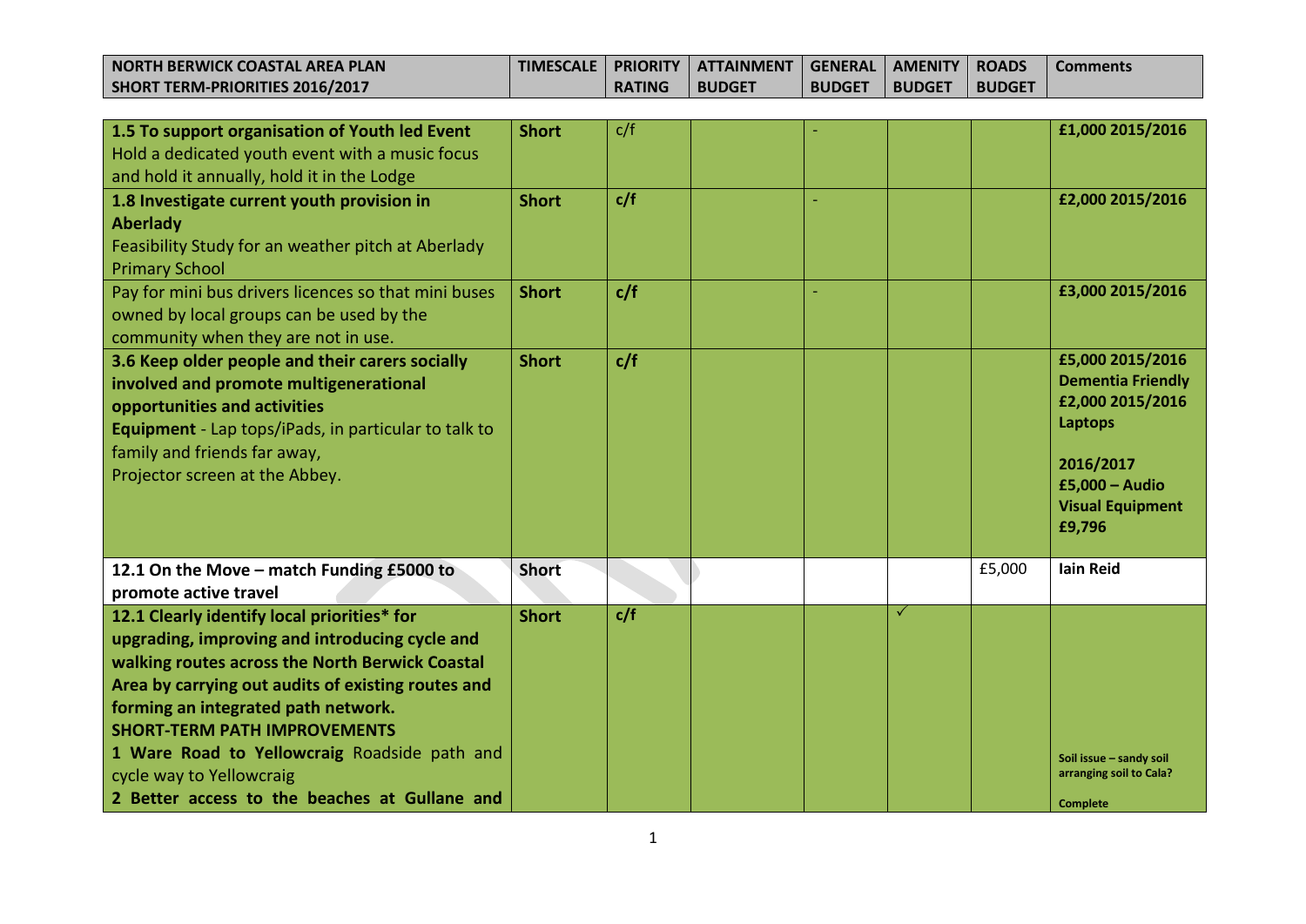| NORTH BERWICK COASTAL AREA PLAN SHORT TERM-PRIORITIES 2016/2017 | TIMESCALE | PRIORITY RATING | ATTAINMENT BUDGET | GENERAL BUDGET | AMENITY BUDGET | ROADS BUDGET | Comments |
|---|---|---|---|---|---|---|---|
| **1.5 To support organisation of Youth led Event** Hold a dedicated youth event with a music focus and hold it annually, hold it in the Lodge | **Short** | c/f | | - | | | **£1,000 2015/2016** |
| **1.8 Investigate current youth provision in Aberlady** Feasibility Study for an weather pitch at Aberlady Primary School | **Short** | **c/f** | | - | | | **£2,000 2015/2016** |
| Pay for mini bus drivers licences so that mini buses owned by local groups can be used by the community when they are not in use. | **Short** | **c/f** | | - | | | **£3,000 2015/2016** |
| **3.6 Keep older people and their carers socially involved and promote multigenerational opportunities and activities** **Equipment** - Lap tops/iPads, in particular to talk to family and friends far away, Projector screen at the Abbey. | **Short** | **c/f** | | | | | **£5,000 2015/2016 Dementia Friendly £2,000 2015/2016 Laptops** **2016/2017 £5,000 – Audio Visual Equipment £9,796** |
| **12.1 On the Move – match Funding £5000 to promote active travel** | **Short** | | | | | £5,000 | **Iain Reid** |
| **12.1 Clearly identify local priorities* for upgrading, improving and introducing cycle and walking routes across the North Berwick Coastal Area by carrying out audits of existing routes and forming an integrated path network.** **SHORT-TERM PATH IMPROVEMENTS** **1 Ware Road to Yellowcraig** Roadside path and cycle way to Yellowcraig **2 Better access to the beaches at Gullane and** | **Short** | **c/f** | | | ✓ | | **Soil issue – sandy soil arranging soil to Cala?** **Complete** |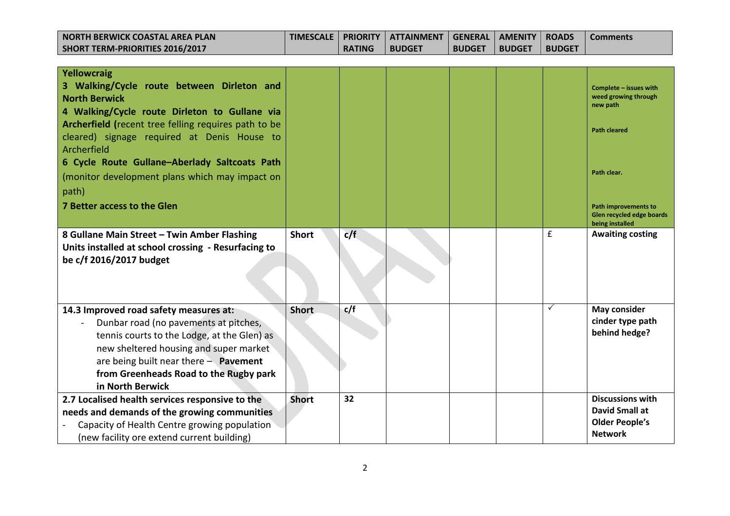| NORTH BERWICK COASTAL AREA PLAN SHORT TERM-PRIORITIES 2016/2017 | TIMESCALE | PRIORITY RATING | ATTAINMENT BUDGET | GENERAL BUDGET | AMENITY BUDGET | ROADS BUDGET | Comments |
|---|---|---|---|---|---|---|---|
| **Yellowcraig**<br>**3 Walking/Cycle route between Dirleton and North Berwick**<br>**4 Walking/Cycle route Dirleton to Gullane via Archerfield (**recent tree felling requires path to be cleared) signage required at Denis House to Archerfield<br>**6 Cycle Route Gullane–Aberlady Saltcoats Path** (monitor development plans which may impact on path)<br>**7 Better access to the Glen** | | | | | | | **Complete – issues with weed growing through new path**<br>**Path cleared**<br>**Path clear.**<br>**Path improvements to Glen recycled edge boards being installed** |
| **8 Gullane Main Street – Twin Amber Flashing Units installed at school crossing - Resurfacing to be c/f 2016/2017 budget** | **Short** | **c/f** | | | | £ | **Awaiting costing** |
| **14.3 Improved road safety measures at:**<br>- Dunbar road (no pavements at pitches, tennis courts to the Lodge, at the Glen) as new sheltered housing and super market are being built near there – **Pavement from Greenheads Road to the Rugby park in North Berwick** | **Short** | **c/f** | | | | ✓ | **May consider cinder type path behind hedge?** |
| **2.7 Localised health services responsive to the needs and demands of the growing communities**<br>- Capacity of Health Centre growing population (new facility ore extend current building) | **Short** | **32** | | | | | **Discussions with David Small at Older People's Network** |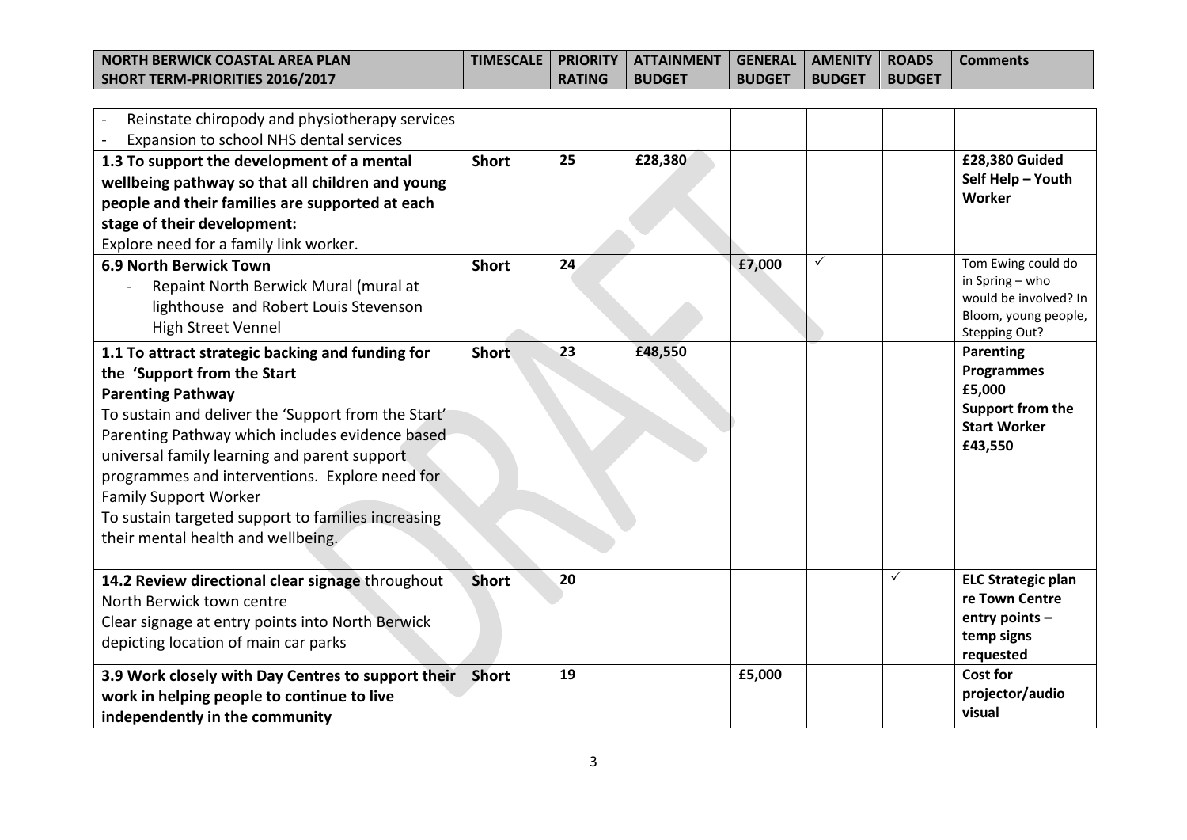| NORTH BERWICK COASTAL AREA PLAN SHORT TERM-PRIORITIES 2016/2017 | TIMESCALE | PRIORITY RATING | ATTAINMENT BUDGET | GENERAL BUDGET | AMENITY BUDGET | ROADS BUDGET | Comments |
|---|---|---|---|---|---|---|---|
| - Reinstate chiropody and physiotherapy services<br>- Expansion to school NHS dental services | | | | | | | |
| **1.3 To support the development of a mental wellbeing pathway so that all children and young people and their families are supported at each stage of their development:**<br>Explore need for a family link worker. | **Short** | **25** | **£28,380** | | | | **£28,380 Guided Self Help – Youth Worker** |
| **6.9 North Berwick Town**<br>- Repaint North Berwick Mural (mural at lighthouse and Robert Louis Stevenson High Street Vennel | **Short** | **24** | | **£7,000** | ✓ | | Tom Ewing could do in Spring – who would be involved? In Bloom, young people, Stepping Out? |
| **1.1 To attract strategic backing and funding for the 'Support from the Start Parenting Pathway**<br>To sustain and deliver the 'Support from the Start' Parenting Pathway which includes evidence based universal family learning and parent support programmes and interventions. Explore need for Family Support Worker<br>To sustain targeted support to families increasing their mental health and wellbeing. | **Short** | **23** | **£48,550** | | | | **Parenting Programmes £5,000**<br>**Support from the Start Worker £43,550** |
| **14.2 Review directional clear signage** throughout North Berwick town centre<br>Clear signage at entry points into North Berwick depicting location of main car parks | **Short** | **20** | | | | ✓ | **ELC Strategic plan re Town Centre entry points – temp signs requested** |
| **3.9 Work closely with Day Centres to support their work in helping people to continue to live independently in the community** | **Short** | **19** | | **£5,000** | | | **Cost for projector/audio visual** |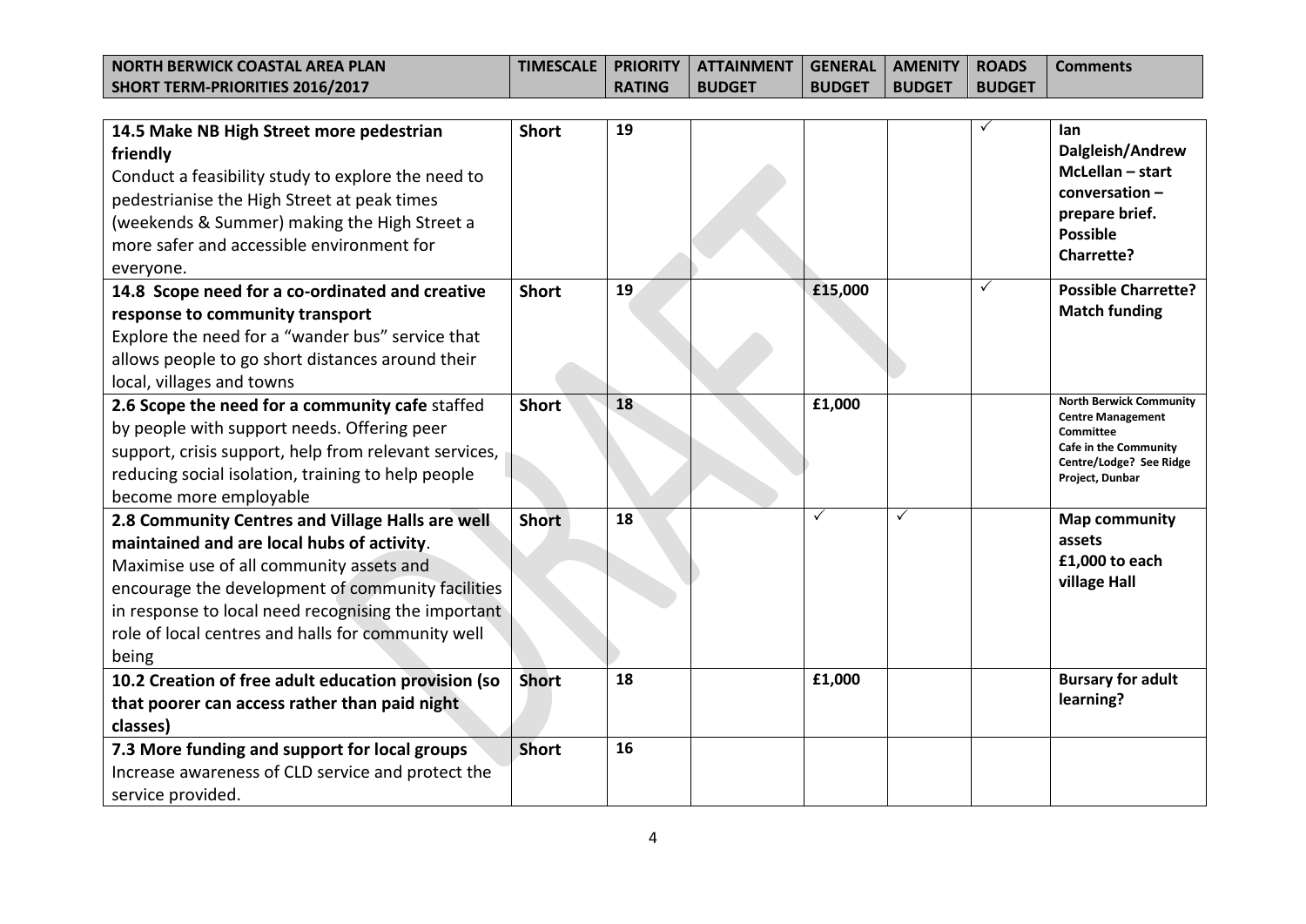| NORTH BERWICK COASTAL AREA PLAN SHORT TERM-PRIORITIES 2016/2017 | TIMESCALE | PRIORITY RATING | ATTAINMENT BUDGET | GENERAL BUDGET | AMENITY BUDGET | ROADS BUDGET | Comments |
|---|---|---|---|---|---|---|---|
| **14.5 Make NB High Street more pedestrian friendly** Conduct a feasibility study to explore the need to pedestrianise the High Street at peak times (weekends & Summer) making the High Street a more safer and accessible environment for everyone. | **Short** | **19** | | | | ✓ | **Ian Dalgleish/Andrew McLellan – start conversation – prepare brief. Possible Charrette?** |
| **14.8 Scope need for a co-ordinated and creative response to community transport** Explore the need for a "wander bus" service that allows people to go short distances around their local, villages and towns | **Short** | **19** | | **£15,000** | | ✓ | **Possible Charrette? Match funding** |
| **2.6 Scope the need for a community cafe** staffed by people with support needs. Offering peer support, crisis support, help from relevant services, reducing social isolation, training to help people become more employable | **Short** | **18** | | **£1,000** | | | **North Berwick Community Centre Management Committee Cafe in the Community Centre/Lodge? See Ridge Project, Dunbar** |
| **2.8 Community Centres and Village Halls are well maintained and are local hubs of activity**. Maximise use of all community assets and encourage the development of community facilities in response to local need recognising the important role of local centres and halls for community well being | **Short** | **18** | | ✓ | ✓ | | **Map community assets £1,000 to each village Hall** |
| **10.2 Creation of free adult education provision (so that poorer can access rather than paid night classes)** | **Short** | **18** | | **£1,000** | | | **Bursary for adult learning?** |
| **7.3 More funding and support for local groups** Increase awareness of CLD service and protect the service provided. | **Short** | **16** | | | | | |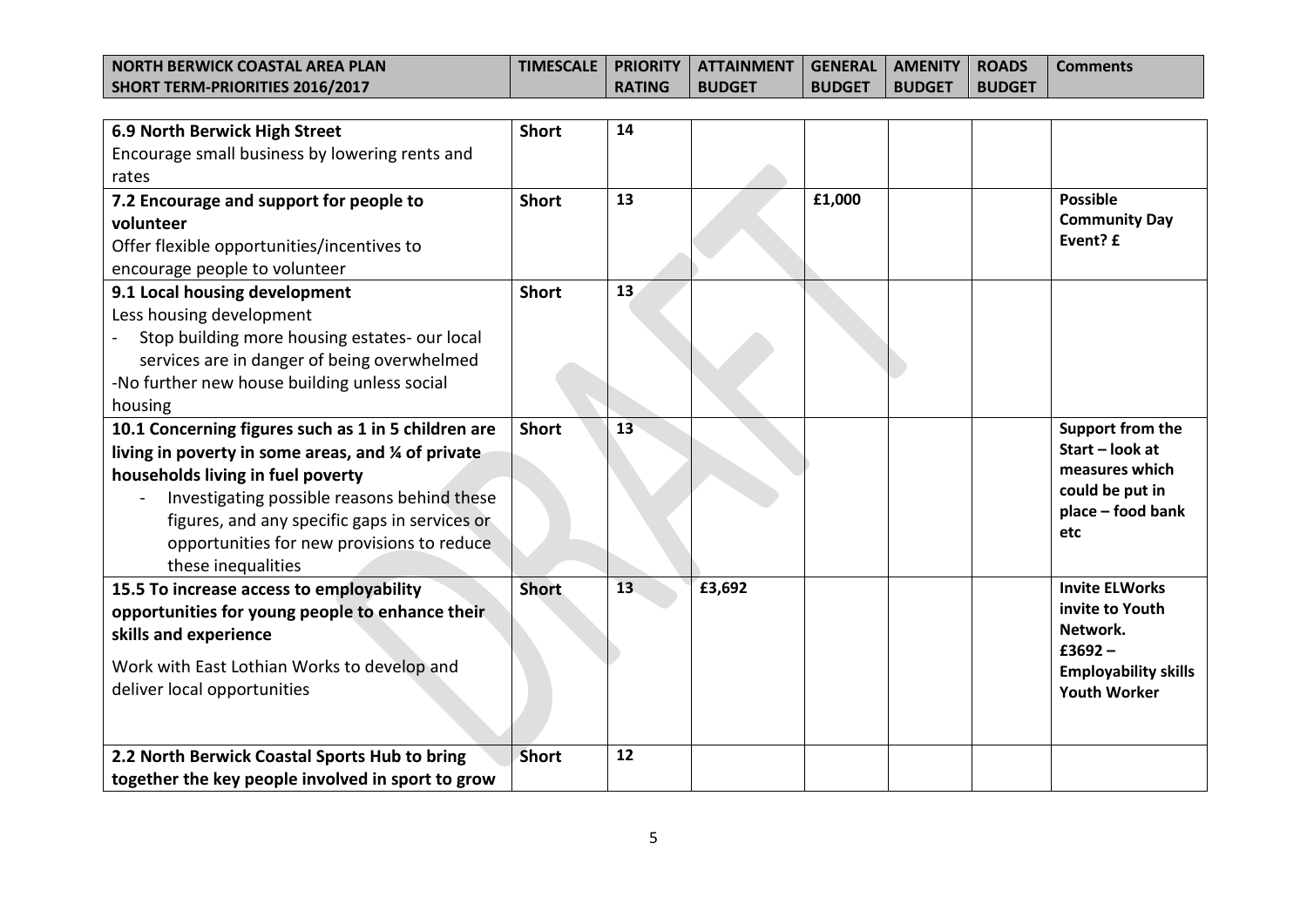| NORTH BERWICK COASTAL AREA PLAN SHORT TERM-PRIORITIES 2016/2017 | TIMESCALE | PRIORITY RATING | ATTAINMENT BUDGET | GENERAL BUDGET | AMENITY BUDGET | ROADS BUDGET | Comments |
|---|---|---|---|---|---|---|---|
| **6.9 North Berwick High Street**<br>Encourage small business by lowering rents and rates | **Short** | **14** | | | | | |
| **7.2 Encourage and support for people to volunteer**<br>Offer flexible opportunities/incentives to encourage people to volunteer | **Short** | **13** | | **£1,000** | | | **Possible Community Day Event? £** |
| **9.1 Local housing development**<br>Less housing development<br>- Stop building more housing estates- our local services are in danger of being overwhelmed<br>-No further new house building unless social housing | **Short** | **13** | | | | | |
| **10.1 Concerning figures such as 1 in 5 children are living in poverty in some areas, and ¼ of private households living in fuel poverty**<br>- Investigating possible reasons behind these figures, and any specific gaps in services or opportunities for new provisions to reduce these inequalities | **Short** | **13** | | | | | **Support from the Start – look at measures which could be put in place – food bank etc** |
| **15.5 To increase access to employability opportunities for young people to enhance their skills and experience**<br>Work with East Lothian Works to develop and deliver local opportunities | **Short** | **13** | **£3,692** | | | | **Invite ELWorks invite to Youth Network. £3692 – Employability skills Youth Worker** |
| **2.2 North Berwick Coastal Sports Hub to bring together the key people involved in sport to grow** | **Short** | **12** | | | | | |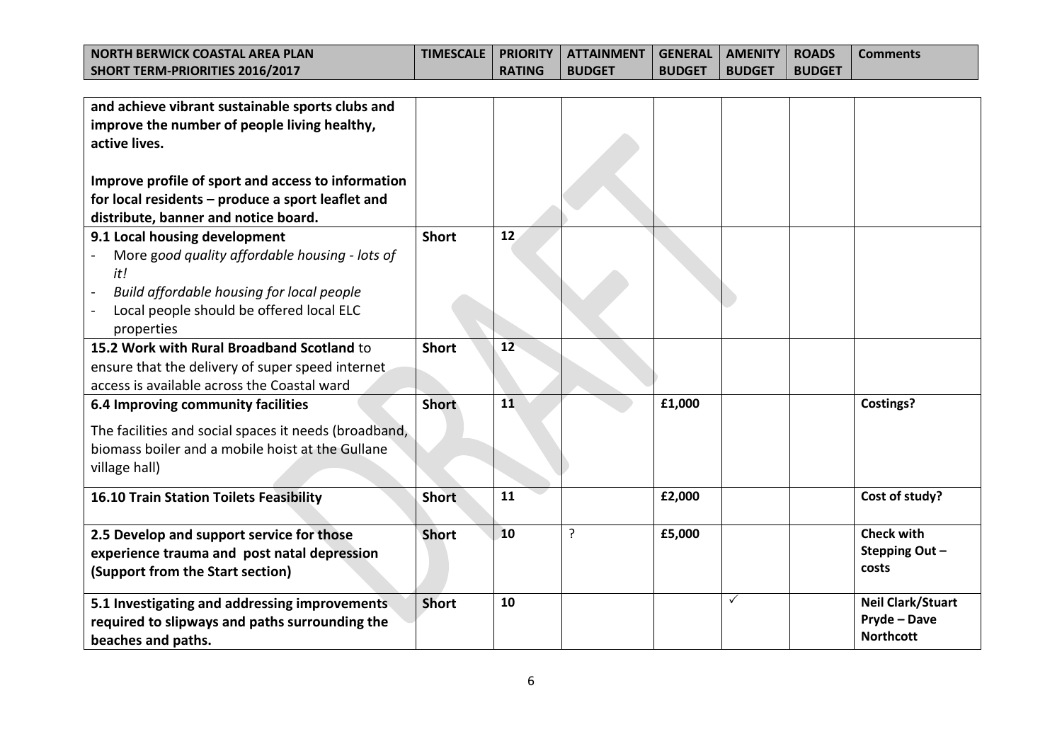| NORTH BERWICK COASTAL AREA PLAN SHORT TERM-PRIORITIES 2016/2017 | TIMESCALE | PRIORITY RATING | ATTAINMENT BUDGET | GENERAL BUDGET | AMENITY BUDGET | ROADS BUDGET | Comments |
|---|---|---|---|---|---|---|---|
| **and achieve vibrant sustainable sports clubs and improve the number of people living healthy, active lives.**<br><br>**Improve profile of sport and access to information for local residents – produce a sport leaflet and distribute, banner and notice board.** | | | | | | | |
| **9.1 Local housing development**<br>- More *good quality affordable housing - lots of it!*<br>- *Build affordable housing for local people*<br>- Local people should be offered local ELC properties | **Short** | **12** | | | | | |
| **15.2 Work with Rural Broadband Scotland** to ensure that the delivery of super speed internet access is available across the Coastal ward | **Short** | **12** | | | | | |
| **6.4 Improving community facilities**<br><br>The facilities and social spaces it needs (broadband, biomass boiler and a mobile hoist at the Gullane village hall) | **Short** | **11** | | **£1,000** | | | **Costings?** |
| **16.10 Train Station Toilets Feasibility** | **Short** | **11** | | **£2,000** | | | **Cost of study?** |
| **2.5 Develop and support service for those experience trauma and post natal depression (Support from the Start section)** | **Short** | **10** | ? | **£5,000** | | | **Check with Stepping Out – costs** |
| **5.1 Investigating and addressing improvements required to slipways and paths surrounding the beaches and paths.** | **Short** | **10** | | | ✓ | | **Neil Clark/Stuart Pryde – Dave Northcott** |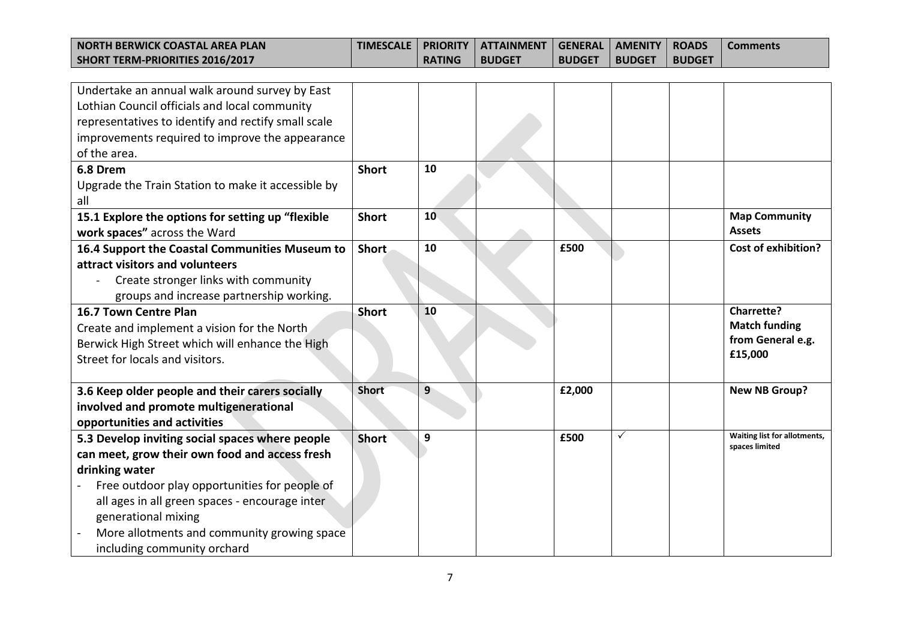| NORTH BERWICK COASTAL AREA PLAN SHORT TERM-PRIORITIES 2016/2017 | TIMESCALE | PRIORITY RATING | ATTAINMENT BUDGET | GENERAL BUDGET | AMENITY BUDGET | ROADS BUDGET | Comments |
|---|---|---|---|---|---|---|---|
| Undertake an annual walk around survey by East Lothian Council officials and local community representatives to identify and rectify small scale improvements required to improve the appearance of the area. | | | | | | | |
| **6.8 Drem** Upgrade the Train Station to make it accessible by all | **Short** | **10** | | | | | |
| **15.1 Explore the options for setting up "flexible work spaces"** across the Ward | **Short** | **10** | | | | | **Map Community Assets** |
| **16.4 Support the Coastal Communities Museum to attract visitors and volunteers** - Create stronger links with community groups and increase partnership working. | **Short** | **10** | | **£500** | | | **Cost of exhibition?** |
| **16.7 Town Centre Plan** Create and implement a vision for the North Berwick High Street which will enhance the High Street for locals and visitors. | **Short** | **10** | | | | | **Charrette? Match funding from General e.g. £15,000** |
| **3.6 Keep older people and their carers socially involved and promote multigenerational opportunities and activities** | **Short** | **9** | | **£2,000** | | | **New NB Group?** |
| **5.3 Develop inviting social spaces where people can meet, grow their own food and access fresh drinking water** - Free outdoor play opportunities for people of all ages in all green spaces - encourage inter generational mixing - More allotments and community growing space including community orchard | **Short** | **9** | | **£500** | ✓ | | **Waiting list for allotments, spaces limited** |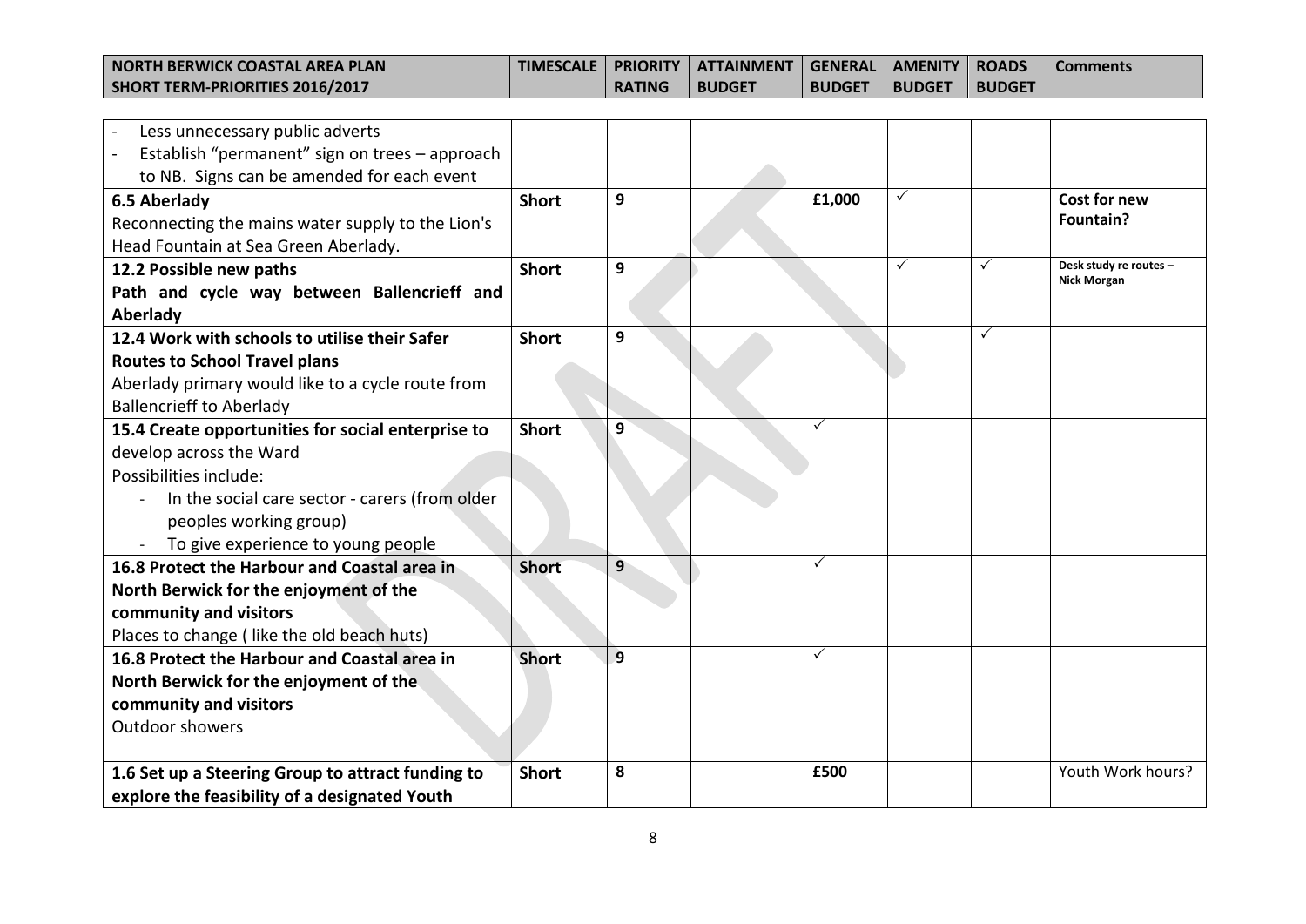| NORTH BERWICK COASTAL AREA PLAN SHORT TERM-PRIORITIES 2016/2017 | TIMESCALE | PRIORITY RATING | ATTAINMENT BUDGET | GENERAL BUDGET | AMENITY BUDGET | ROADS BUDGET | Comments |
|---|---|---|---|---|---|---|---|
| - Less unnecessary public adverts<br>- Establish "permanent" sign on trees – approach to NB. Signs can be amended for each event | | | | | | | |
| **6.5 Aberlady**<br>Reconnecting the mains water supply to the Lion's Head Fountain at Sea Green Aberlady. | **Short** | **9** | | **£1,000** | ✓ | | **Cost for new Fountain?** |
| **12.2 Possible new paths**<br>**Path and cycle way between Ballencrieff and Aberlady** | **Short** | **9** | | | ✓ | ✓ | **Desk study re routes – Nick Morgan** |
| **12.4 Work with schools to utilise their Safer Routes to School Travel plans**<br>Aberlady primary would like to a cycle route from Ballencrieff to Aberlady | **Short** | **9** | | | | ✓ | |
| **15.4 Create opportunities for social enterprise to develop across the Ward**<br>Possibilities include:<br>- In the social care sector - carers (from older peoples working group)<br>- To give experience to young people | **Short** | **9** | | ✓ | | | |
| **16.8 Protect the Harbour and Coastal area in North Berwick for the enjoyment of the community and visitors**<br>Places to change ( like the old beach huts) | **Short** | **9** | | ✓ | | | |
| **16.8 Protect the Harbour and Coastal area in North Berwick for the enjoyment of the community and visitors**<br>Outdoor showers | **Short** | **9** | | ✓ | | | |
| **1.6 Set up a Steering Group to attract funding to explore the feasibility of a designated Youth** | **Short** | **8** | | **£500** | | | Youth Work hours? |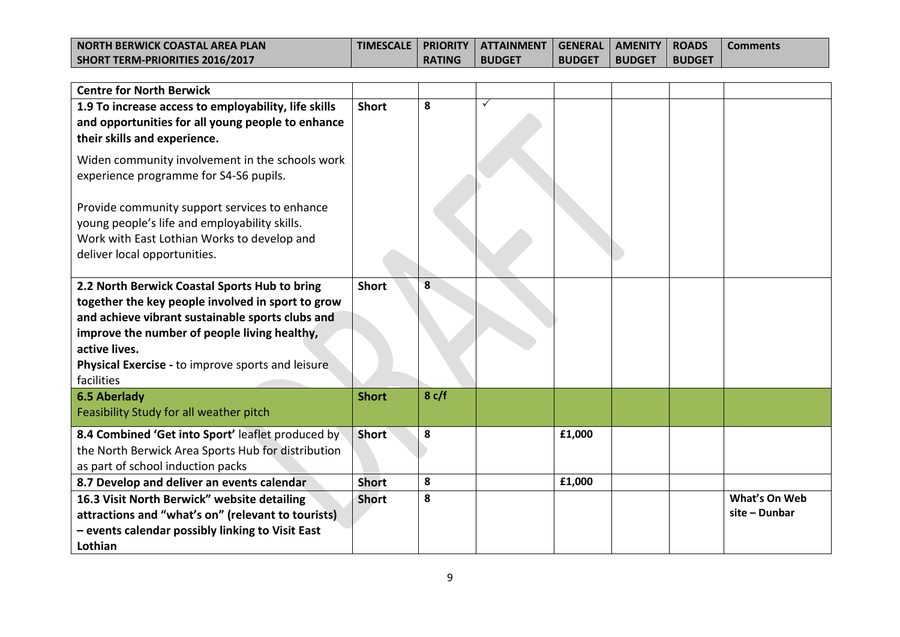| NORTH BERWICK COASTAL AREA PLAN SHORT TERM-PRIORITIES 2016/2017 | TIMESCALE | PRIORITY RATING | ATTAINMENT BUDGET | GENERAL BUDGET | AMENITY BUDGET | ROADS BUDGET | Comments |
|---|---|---|---|---|---|---|---|
| **Centre for North Berwick** | | | | | | | |
| **1.9 To increase access to employability, life skills and opportunities for all young people to enhance their skills and experience.**<br><br>Widen community involvement in the schools work experience programme for S4-S6 pupils.<br><br>Provide community support services to enhance young people's life and employability skills.<br>Work with East Lothian Works to develop and deliver local opportunities. | **Short** | **8** | ✓ | | | | |
| **2.2 North Berwick Coastal Sports Hub to bring together the key people involved in sport to grow and achieve vibrant sustainable sports clubs and improve the number of people living healthy, active lives.**<br>**Physical Exercise -** to improve sports and leisure facilities | **Short** | **8** | | | | | |
| **6.5 Aberlady**<br>Feasibility Study for all weather pitch | **Short** | **8 c/f** | | | | | |
| **8.4 Combined 'Get into Sport'** leaflet produced by the North Berwick Area Sports Hub for distribution as part of school induction packs | **Short** | **8** | | **£1,000** | | | |
| **8.7 Develop and deliver an events calendar** | **Short** | **8** | | **£1,000** | | | |
| **16.3 Visit North Berwick" website detailing attractions and "what's on" (relevant to tourists) – events calendar possibly linking to Visit East Lothian** | **Short** | **8** | | | | | **What's On Web site – Dunbar** |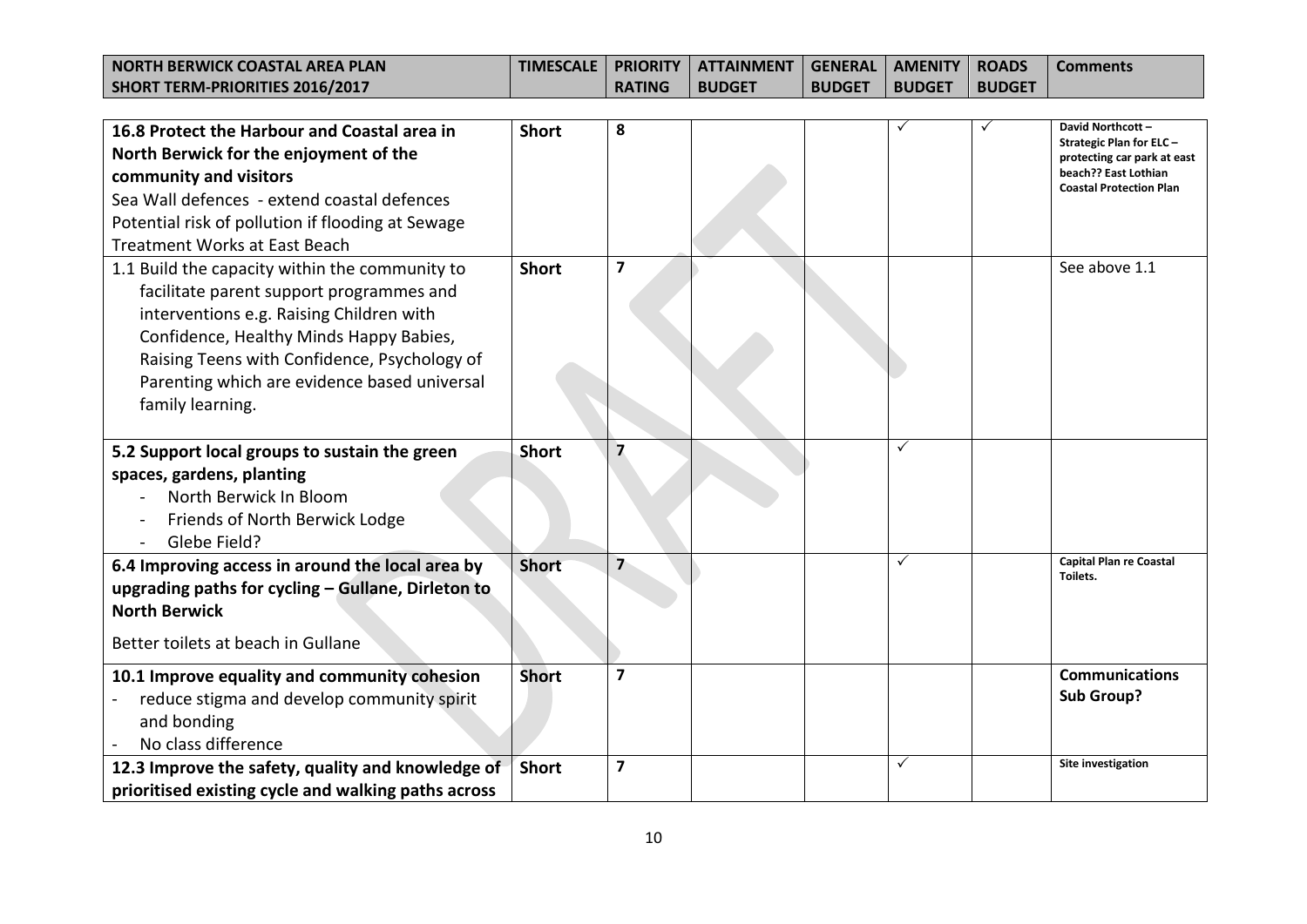| NORTH BERWICK COASTAL AREA PLAN SHORT TERM-PRIORITIES 2016/2017 | TIMESCALE | PRIORITY RATING | ATTAINMENT BUDGET | GENERAL BUDGET | AMENITY BUDGET | ROADS BUDGET | Comments |
|---|---|---|---|---|---|---|---|
| **16.8 Protect the Harbour and Coastal area in North Berwick for the enjoyment of the community and visitors**<br>Sea Wall defences - extend coastal defences<br>Potential risk of pollution if flooding at Sewage Treatment Works at East Beach | **Short** | **8** | | | ✓ | ✓ | **David Northcott – Strategic Plan for ELC – protecting car park at east beach?? East Lothian Coastal Protection Plan** |
| 1.1 Build the capacity within the community to facilitate parent support programmes and interventions e.g. Raising Children with Confidence, Healthy Minds Happy Babies, Raising Teens with Confidence, Psychology of Parenting which are evidence based universal family learning. | **Short** | **7** | | | | | See above 1.1 |
| **5.2 Support local groups to sustain the green spaces, gardens, planting**<br>- North Berwick In Bloom<br>- Friends of North Berwick Lodge<br>- Glebe Field? | **Short** | **7** | | | ✓ | | |
| **6.4 Improving access in around the local area by upgrading paths for cycling – Gullane, Dirleton to North Berwick**<br>Better toilets at beach in Gullane | **Short** | **7** | | | ✓ | | **Capital Plan re Coastal Toilets.** |
| **10.1 Improve equality and community cohesion**<br>- reduce stigma and develop community spirit and bonding<br>- No class difference | **Short** | **7** | | | | | **Communications Sub Group?** |
| **12.3 Improve the safety, quality and knowledge of prioritised existing cycle and walking paths across** | **Short** | **7** | | | ✓ | | **Site investigation** |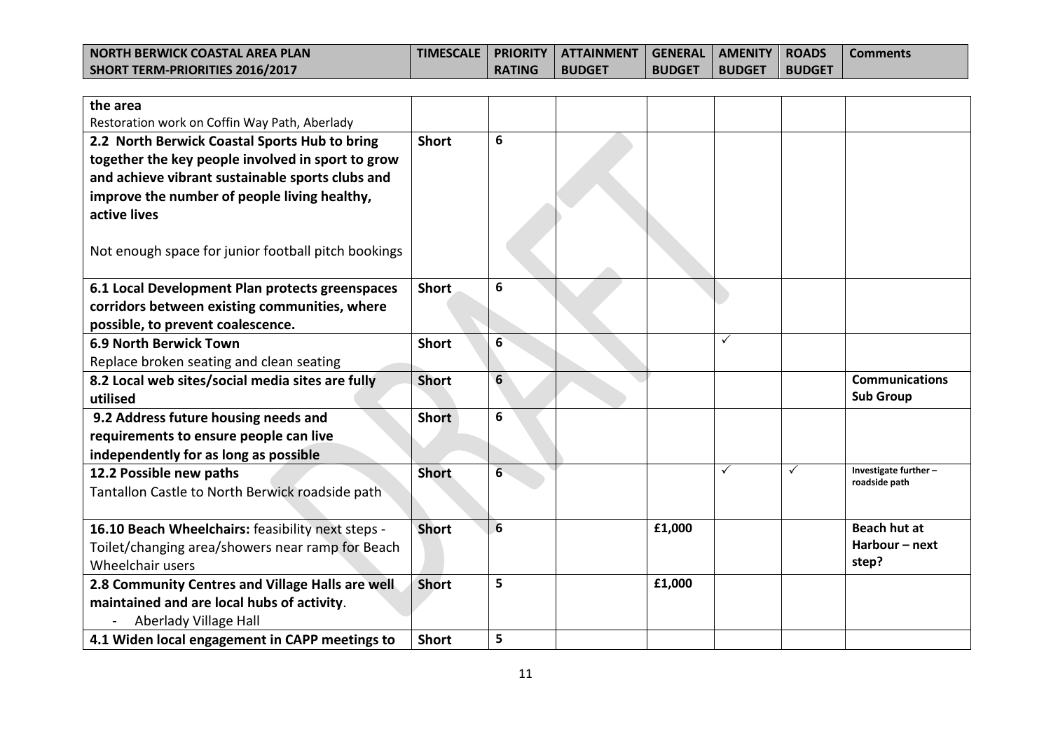| NORTH BERWICK COASTAL AREA PLAN SHORT TERM-PRIORITIES 2016/2017 | TIMESCALE | PRIORITY RATING | ATTAINMENT BUDGET | GENERAL BUDGET | AMENITY BUDGET | ROADS BUDGET | Comments |
|---|---|---|---|---|---|---|---|
| **the area**<br>Restoration work on Coffin Way Path, Aberlady | | | | | | | |
| **2.2 North Berwick Coastal Sports Hub to bring together the key people involved in sport to grow and achieve vibrant sustainable sports clubs and improve the number of people living healthy, active lives**<br><br>Not enough space for junior football pitch bookings | **Short** | **6** | | | | | |
| **6.1 Local Development Plan protects greenspaces corridors between existing communities, where possible, to prevent coalescence.** | **Short** | **6** | | | | | |
| **6.9 North Berwick Town**<br>Replace broken seating and clean seating | **Short** | **6** | | | ✓ | | |
| **8.2 Local web sites/social media sites are fully utilised** | **Short** | **6** | | | | | **Communications Sub Group** |
| **9.2 Address future housing needs and requirements to ensure people can live independently for as long as possible** | **Short** | **6** | | | | | |
| **12.2 Possible new paths**<br>Tantallon Castle to North Berwick roadside path | **Short** | **6** | | | ✓ | ✓ | **Investigate further – roadside path** |
| **16.10 Beach Wheelchairs:** feasibility next steps - Toilet/changing area/showers near ramp for Beach Wheelchair users | **Short** | **6** | | **£1,000** | | | **Beach hut at Harbour – next step?** |
| **2.8 Community Centres and Village Halls are well maintained and are local hubs of activity**.<br>- Aberlady Village Hall | **Short** | **5** | | **£1,000** | | | |
| **4.1 Widen local engagement in CAPP meetings to** | **Short** | **5** | | | | | |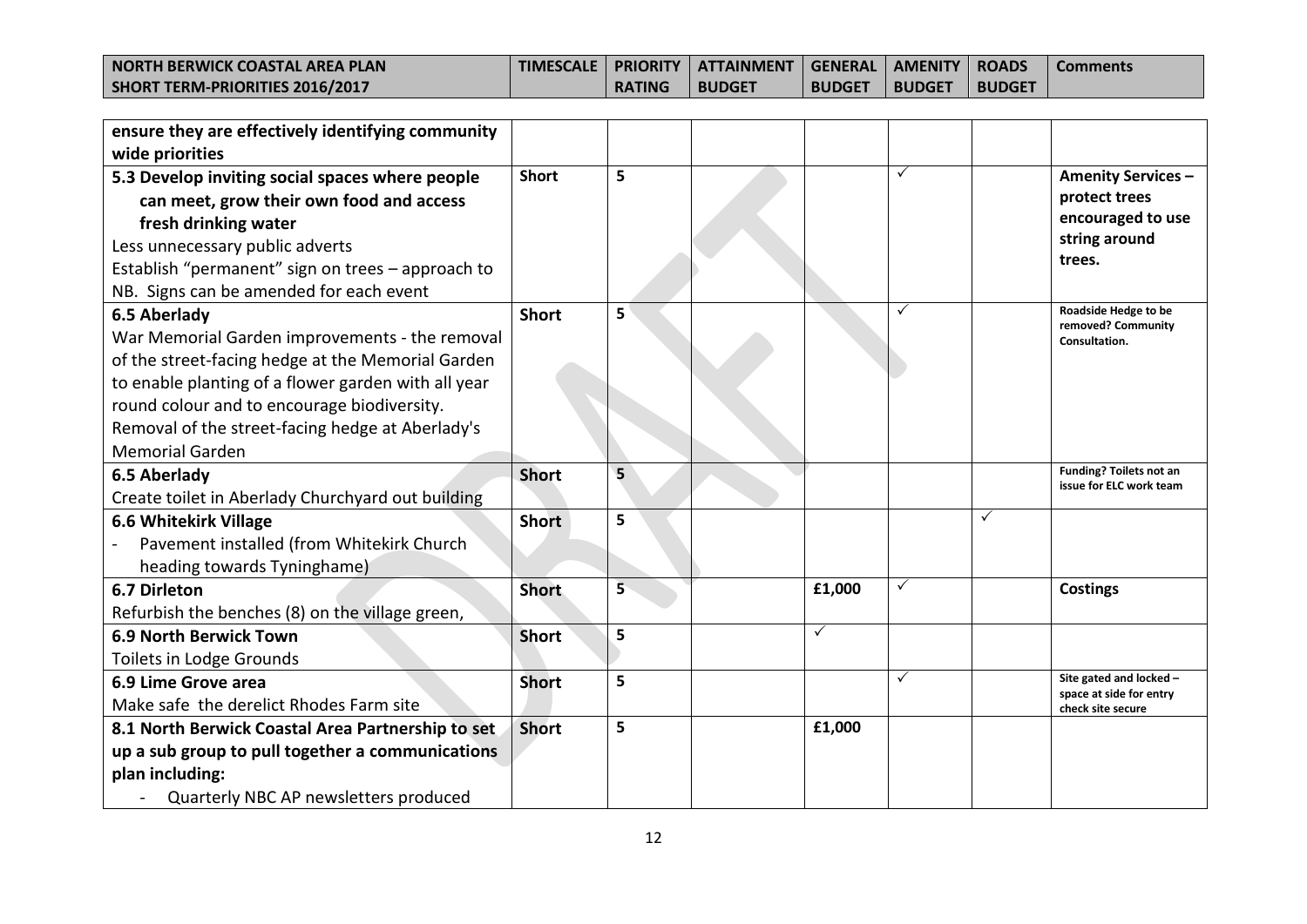| NORTH BERWICK COASTAL AREA PLAN SHORT TERM-PRIORITIES 2016/2017 | TIMESCALE | PRIORITY RATING | ATTAINMENT BUDGET | GENERAL BUDGET | AMENITY BUDGET | ROADS BUDGET | Comments |
|---|---|---|---|---|---|---|---|
| **ensure they are effectively identifying community wide priorities** | | | | | | | |
| **5.3 Develop inviting social spaces where people can meet, grow their own food and access fresh drinking water**<br>Less unnecessary public adverts<br>Establish "permanent" sign on trees – approach to NB. Signs can be amended for each event | **Short** | **5** | | | ✓ | | **Amenity Services – protect trees encouraged to use string around trees.** |
| **6.5 Aberlady**<br>War Memorial Garden improvements - the removal of the street-facing hedge at the Memorial Garden to enable planting of a flower garden with all year round colour and to encourage biodiversity. Removal of the street-facing hedge at Aberlady's Memorial Garden | **Short** | **5** | | | ✓ | | **Roadside Hedge to be removed? Community Consultation.** |
| **6.5 Aberlady**<br>Create toilet in Aberlady Churchyard out building | **Short** | **5** | | | | | **Funding? Toilets not an issue for ELC work team** |
| **6.6 Whitekirk Village**<br>- Pavement installed (from Whitekirk Church heading towards Tyninghame) | **Short** | **5** | | | | ✓ | |
| **6.7 Dirleton**<br>Refurbish the benches (8) on the village green, | **Short** | **5** | | **£1,000** | ✓ | | **Costings** |
| **6.9 North Berwick Town**<br>Toilets in Lodge Grounds | **Short** | **5** | | ✓ | | | |
| **6.9 Lime Grove area**<br>Make safe the derelict Rhodes Farm site | **Short** | **5** | | | ✓ | | **Site gated and locked – space at side for entry check site secure** |
| **8.1 North Berwick Coastal Area Partnership to set up a sub group to pull together a communications plan including:**<br>- Quarterly NBC AP newsletters produced | **Short** | **5** | | **£1,000** | | | |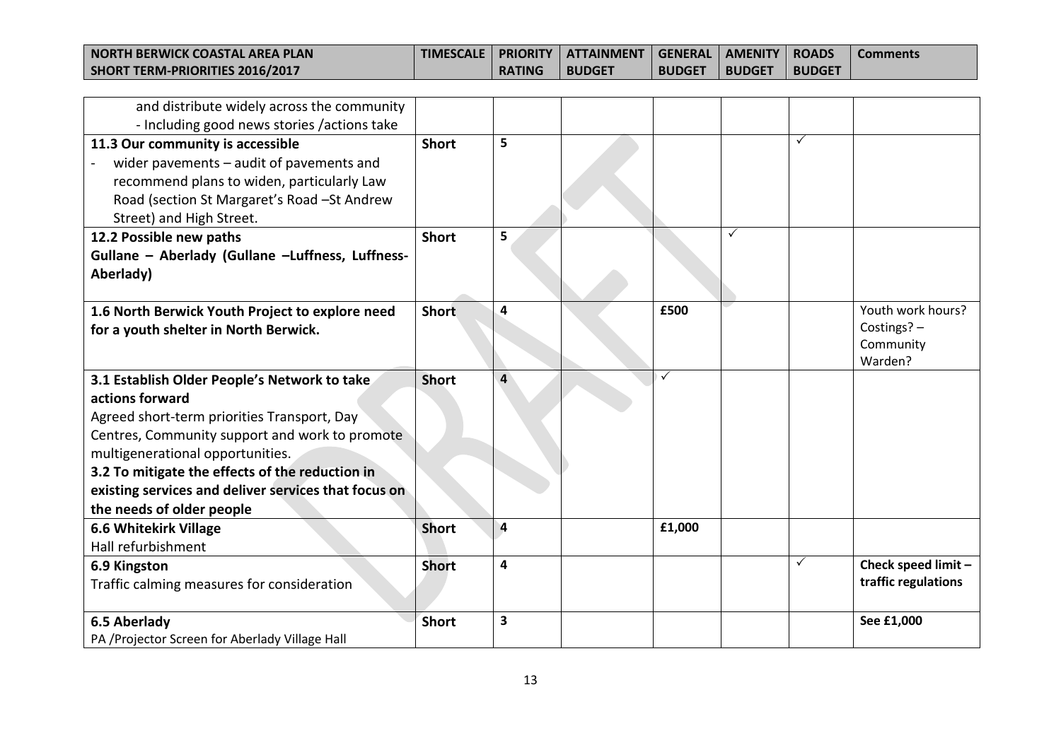| NORTH BERWICK COASTAL AREA PLAN SHORT TERM-PRIORITIES 2016/2017 | TIMESCALE | PRIORITY RATING | ATTAINMENT BUDGET | GENERAL BUDGET | AMENITY BUDGET | ROADS BUDGET | Comments |
|---|---|---|---|---|---|---|---|
| and distribute widely across the community - Including good news stories /actions take | | | | | | | |
| **11.3 Our community is accessible**<br>- wider pavements – audit of pavements and recommend plans to widen, particularly Law Road (section St Margaret's Road –St Andrew Street) and High Street. | **Short** | **5** | | | | ✓ | |
| **12.2 Possible new paths**<br>**Gullane – Aberlady (Gullane –Luffness, Luffness-Aberlady)** | **Short** | **5** | | | ✓ | | |
| **1.6 North Berwick Youth Project to explore need for a youth shelter in North Berwick.** | **Short** | **4** | | **£500** | | | Youth work hours? Costings? – Community Warden? |
| **3.1 Establish Older People's Network to take actions forward**<br>Agreed short-term priorities Transport, Day Centres, Community support and work to promote multigenerational opportunities.<br>**3.2 To mitigate the effects of the reduction in existing services and deliver services that focus on the needs of older people** | **Short** | **4** | | ✓ | | | |
| **6.6 Whitekirk Village**<br>Hall refurbishment | **Short** | **4** | | **£1,000** | | | |
| **6.9 Kingston**<br>Traffic calming measures for consideration | **Short** | **4** | | | | ✓ | **Check speed limit – traffic regulations** |
| **6.5 Aberlady**<br>PA /Projector Screen for Aberlady Village Hall | **Short** | **3** | | | | | **See £1,000** |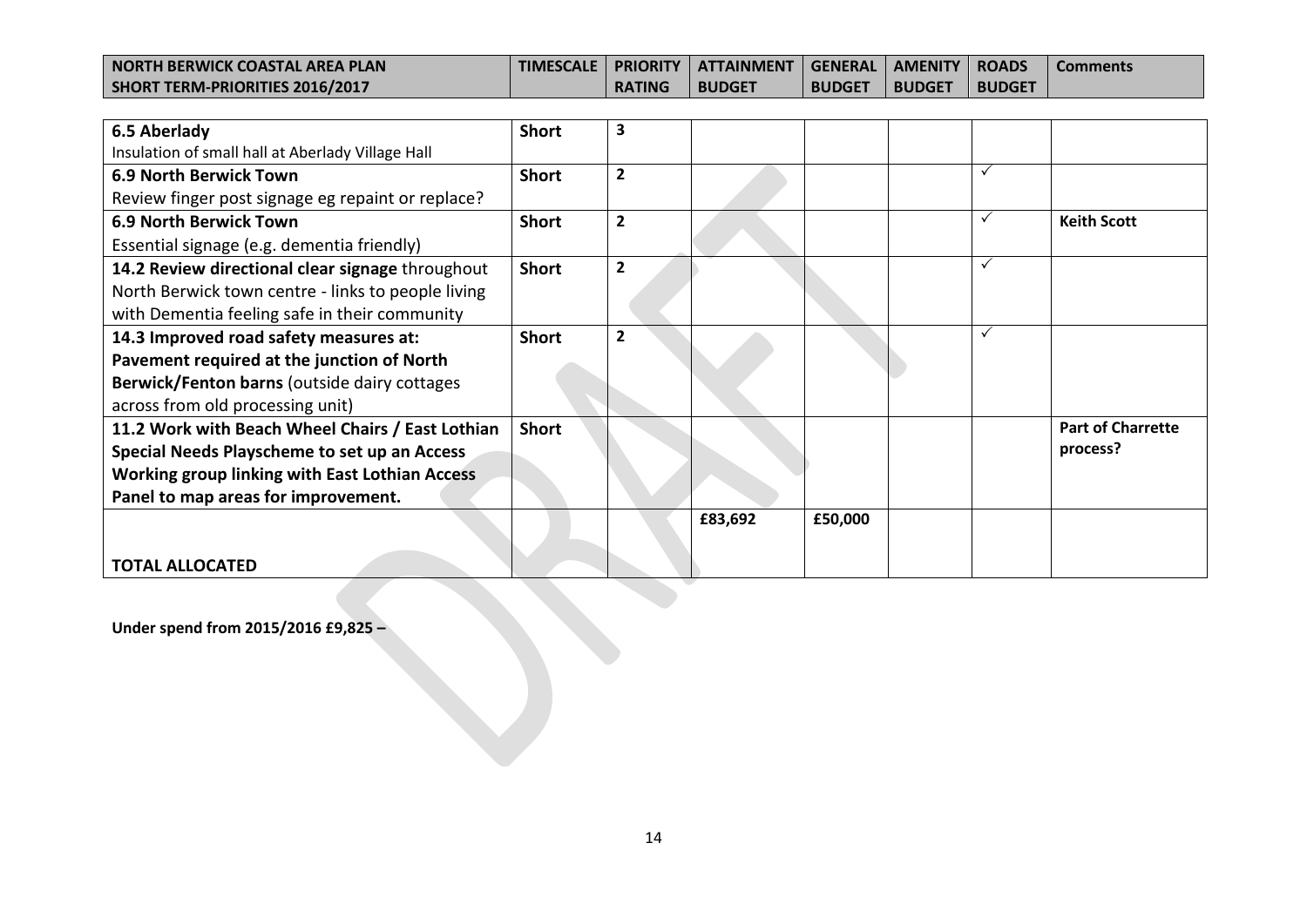| NORTH BERWICK COASTAL AREA PLAN<br>SHORT TERM-PRIORITIES 2016/2017 | TIMESCALE | PRIORITY RATING | ATTAINMENT BUDGET | GENERAL BUDGET | AMENITY BUDGET | ROADS BUDGET | Comments |
|---|---|---|---|---|---|---|---|
| **6.5 Aberlady**<br>Insulation of small hall at Aberlady Village Hall | **Short** | **3** | | | | | |
| **6.9 North Berwick Town**<br>Review finger post signage eg repaint or replace? | **Short** | **2** | | | | ✓ | |
| **6.9 North Berwick Town**<br>Essential signage (e.g. dementia friendly) | **Short** | **2** | | | | ✓ | **Keith Scott** |
| **14.2 Review directional clear signage** throughout North Berwick town centre - links to people living with Dementia feeling safe in their community | **Short** | **2** | | | | ✓ | |
| **14.3 Improved road safety measures at: Pavement required at the junction of North Berwick/Fenton barns** (outside dairy cottages across from old processing unit) | **Short** | **2** | | | | ✓ | |
| **11.2 Work with Beach Wheel Chairs / East Lothian Special Needs Playscheme to set up an Access Working group linking with East Lothian Access Panel to map areas for improvement.** | **Short** | | | | | | **Part of Charrette process?** |
| **TOTAL ALLOCATED** | | | **£83,692** | **£50,000** | | | |

**Under spend from 2015/2016 £9,825 –**